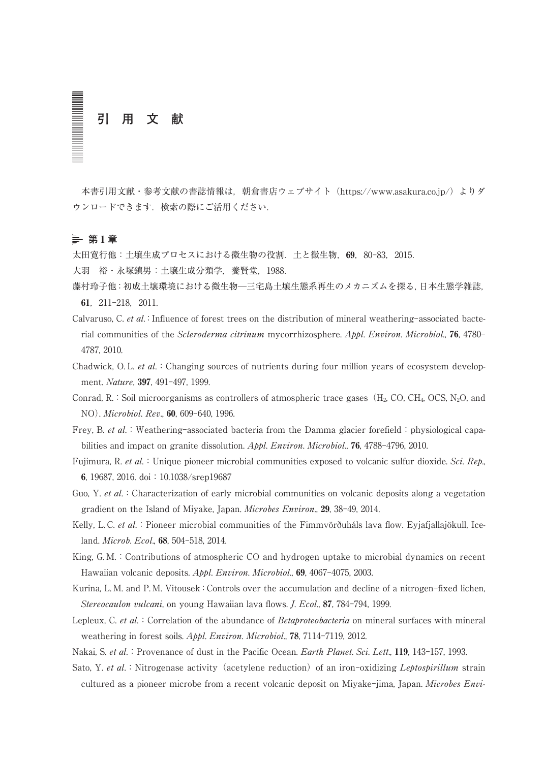# 引　用　文　献

本書引用文献・参考文献の書誌情報は，朝倉書店ウェブサイト（https://www.asakura.co.jp/）よりダウンロードできます．検索の際にご活用ください．

## 第 1 章

太田寛行他：土壌生成プロセスにおける微生物の役割．土と微生物，**69**，80-83，2015.

大羽　裕・永塚鎮男：土壌生成分類学，養賢堂，1988.

藤村玲子他：初成土壌環境における微生物—三宅島土壌生態系再生のメカニズムを探る，日本生態学雑誌，**61**，211-218，2011.

Calvaruso, C. *et al.*：Influence of forest trees on the distribution of mineral weathering-associated bacterial communities of the *Scleroderma citrinum* mycorrhizosphere. *Appl. Environ. Microbiol.*, **76**, 4780-4787, 2010.

Chadwick, O. L. *et al.*：Changing sources of nutrients during four million years of ecosystem development. *Nature*, **397**, 491-497, 1999.

Conrad, R.：Soil microorganisms as controllers of atmospheric trace gases（$H_2$, CO, $CH_4$, OCS, $N_2O$, and NO）. *Microbiol. Rev.*, **60**, 609-640, 1996.

Frey, B. *et al.*：Weathering-associated bacteria from the Damma glacier forefield：physiological capabilities and impact on granite dissolution. *Appl. Environ. Microbiol.*, **76**, 4788-4796, 2010.

Fujimura, R. *et al.*：Unique pioneer microbial communities exposed to volcanic sulfur dioxide. *Sci. Rep.*, **6**, 19687, 2016. doi：10.1038/srep19687

Guo, Y. *et al.*：Characterization of early microbial communities on volcanic deposits along a vegetation gradient on the Island of Miyake, Japan. *Microbes Environ.*, **29**, 38-49, 2014.

Kelly, L. C. *et al.*：Pioneer microbial communities of the Fimmvörðuháls lava flow. Eyjafjallajökull, Iceland. *Microb. Ecol.*, **68**, 504-518, 2014.

King, G. M.：Contributions of atmospheric CO and hydrogen uptake to microbial dynamics on recent Hawaiian volcanic deposits. *Appl. Environ. Microbiol.*, **69**, 4067-4075, 2003.

Kurina, L. M. and P. M. Vitousek：Controls over the accumulation and decline of a nitrogen-fixed lichen, *Stereocaulon vulcani*, on young Hawaiian lava flows. *J. Ecol.*, **87**, 784-794, 1999.

Lepleux, C. *et al.*：Correlation of the abundance of *Betaproteobacteria* on mineral surfaces with mineral weathering in forest soils. *Appl. Environ. Microbiol.*, **78**, 7114-7119, 2012.

Nakai, S. *et al.*：Provenance of dust in the Pacific Ocean. *Earth Planet. Sci. Lett.*, **119**, 143-157, 1993.

Sato, Y. *et al.*：Nitrogenase activity（acetylene reduction）of an iron-oxidizing *Leptospirillum* strain cultured as a pioneer microbe from a recent volcanic deposit on Miyake-jima, Japan. *Microbes Envi-*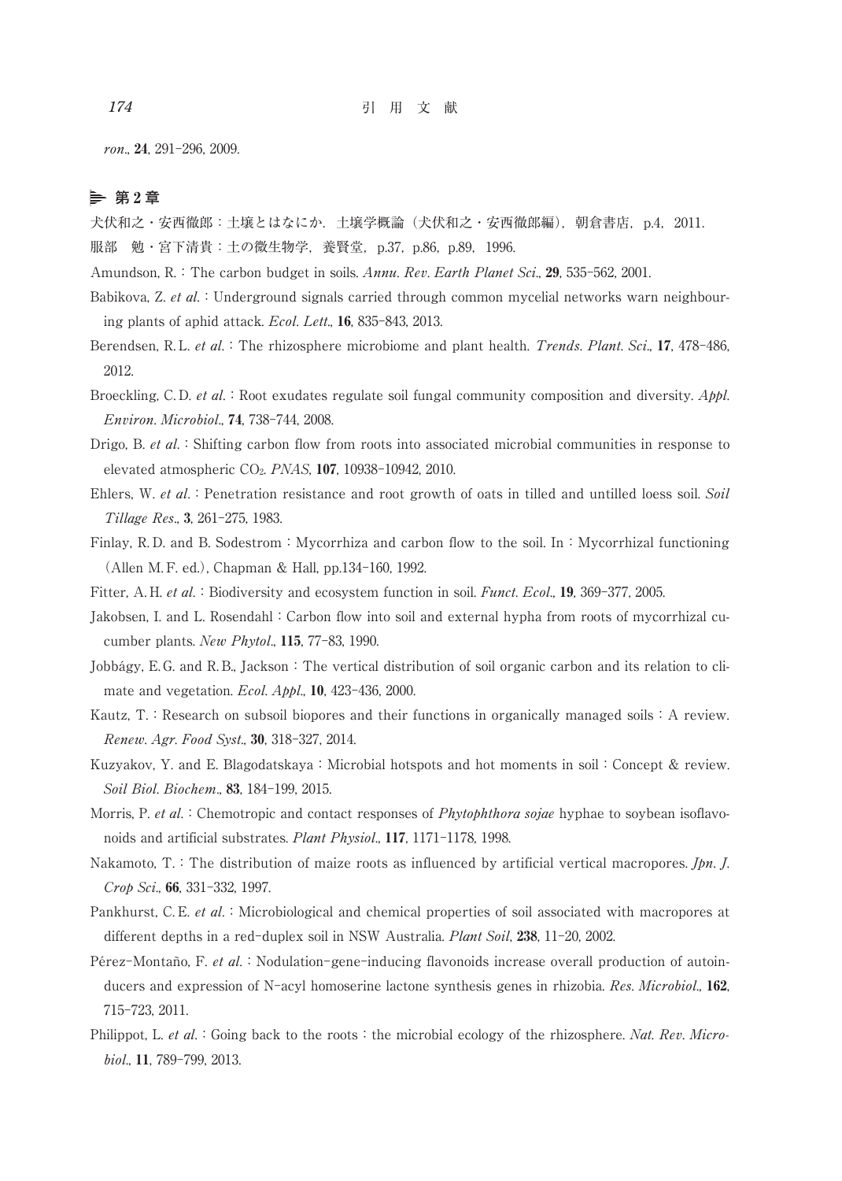*ron*., **24**, 291–296, 2009.

## 第2章

犬伏和之・安西徹郎：土壌とはなにか．土壌学概論（犬伏和之・安西徹郎編），朝倉書店，p.4，2011.

服部　勉・宮下清貴：土の微生物学，養賢堂，p.37，p.86，p.89，1996.

Amundson, R.：The carbon budget in soils. *Annu. Rev. Earth Planet Sci*., **29**, 535–562, 2001.

Babikova, Z. *et al.*：Underground signals carried through common mycelial networks warn neighbouring plants of aphid attack. *Ecol. Lett*., **16**, 835–843, 2013.

Berendsen, R. L. *et al.*：The rhizosphere microbiome and plant health. *Trends. Plant. Sci*., **17**, 478–486, 2012.

Broeckling, C. D. *et al.*：Root exudates regulate soil fungal community composition and diversity. *Appl. Environ. Microbiol*., **74**, 738–744, 2008.

Drigo, B. *et al.*：Shifting carbon flow from roots into associated microbial communities in response to elevated atmospheric $CO_2$. *PNAS*, **107**, 10938–10942, 2010.

Ehlers, W. *et al.*：Penetration resistance and root growth of oats in tilled and untilled loess soil. *Soil Tillage Res*., **3**, 261–275, 1983.

Finlay, R. D. and B. Sodestrom：Mycorrhiza and carbon flow to the soil. In：Mycorrhizal functioning（Allen M. F. ed.）, Chapman & Hall, pp.134–160, 1992.

Fitter, A. H. *et al.*：Biodiversity and ecosystem function in soil. *Funct. Ecol*., **19**, 369–377, 2005.

Jakobsen, I. and L. Rosendahl：Carbon flow into soil and external hypha from roots of mycorrhizal cucumber plants. *New Phytol*., **115**, 77–83, 1990.

Jobbágy, E. G. and R. B., Jackson：The vertical distribution of soil organic carbon and its relation to climate and vegetation. *Ecol. Appl*., **10**, 423–436, 2000.

Kautz, T.：Research on subsoil biopores and their functions in organically managed soils：A review. *Renew. Agr. Food Syst*., **30**, 318–327, 2014.

Kuzyakov, Y. and E. Blagodatskaya：Microbial hotspots and hot moments in soil：Concept & review. *Soil Biol. Biochem*., **83**, 184–199, 2015.

Morris, P. *et al.*：Chemotropic and contact responses of *Phytophthora sojae* hyphae to soybean isoflavonoids and artificial substrates. *Plant Physiol*., **117**, 1171–1178, 1998.

Nakamoto, T.：The distribution of maize roots as influenced by artificial vertical macropores. *Jpn. J. Crop Sci*., **66**, 331–332, 1997.

Pankhurst, C. E. *et al.*：Microbiological and chemical properties of soil associated with macropores at different depths in a red-duplex soil in NSW Australia. *Plant Soil*, **238**, 11–20, 2002.

Pérez-Montaño, F. *et al.*：Nodulation-gene-inducing flavonoids increase overall production of autoinducers and expression of N-acyl homoserine lactone synthesis genes in rhizobia. *Res. Microbiol*., **162**, 715–723, 2011.

Philippot, L. *et al.*：Going back to the roots：the microbial ecology of the rhizosphere. *Nat. Rev. Microbiol*., **11**, 789–799, 2013.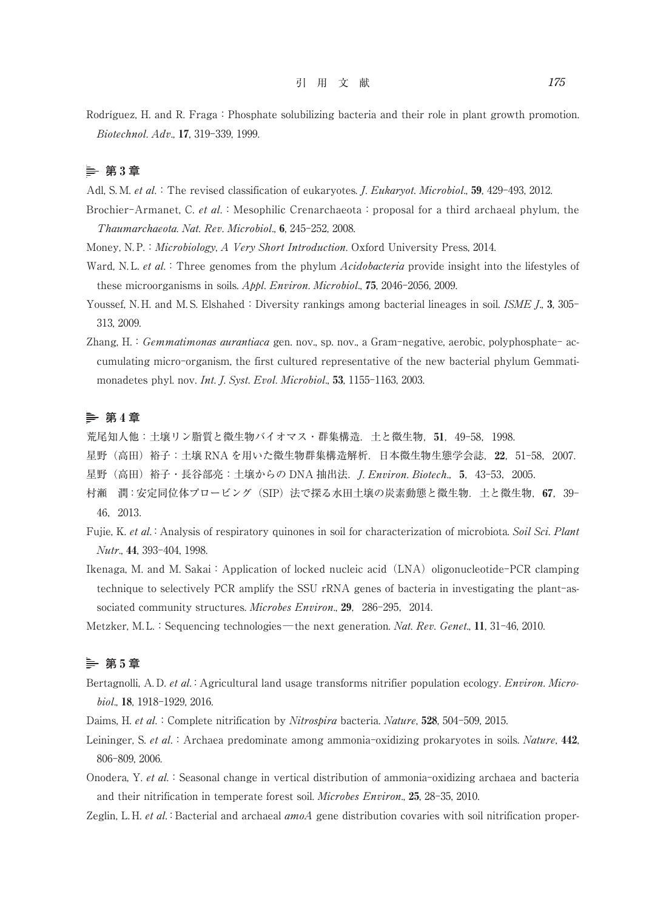Rodríguez, H. and R. Fraga : Phosphate solubilizing bacteria and their role in plant growth promotion. *Biotechnol. Adv.*, **17**, 319–339, 1999.

## 第 3 章

Adl, S. M. *et al.* : The revised classification of eukaryotes. *J. Eukaryot. Microbiol.*, **59**, 429–493, 2012.

Brochier-Armanet, C. *et al.* : Mesophilic Crenarchaeota : proposal for a third archaeal phylum, the *Thaumarchaeota*. *Nat. Rev. Microbiol.*, **6**, 245–252, 2008.

Money, N. P. : *Microbiology, A Very Short Introduction*. Oxford University Press, 2014.

Ward, N. L. *et al.* : Three genomes from the phylum *Acidobacteria* provide insight into the lifestyles of these microorganisms in soils. *Appl. Environ. Microbiol.*, **75**, 2046–2056, 2009.

Youssef, N. H. and M. S. Elshahed : Diversity rankings among bacterial lineages in soil. *ISME J.*, **3**, 305–313, 2009.

Zhang, H. : *Gemmatimonas aurantiaca* gen. nov., sp. nov., a Gram-negative, aerobic, polyphosphate- accumulating micro-organism, the first cultured representative of the new bacterial phylum Gemmatimonadetes phyl. nov. *Int. J. Syst. Evol. Microbiol.*, **53**, 1155–1163, 2003.

## 第 4 章

荒尾知人他：土壌リン脂質と微生物バイオマス・群集構造．土と微生物，**51**，49–58，1998.

星野（高田）裕子：土壌 RNA を用いた微生物群集構造解析．日本微生物生態学会誌，**22**，51–58，2007.

星野（高田）裕子・長谷部亮：土壌からの DNA 抽出法．*J. Environ. Biotech.*，**5**，43–53，2005.

村瀬　潤：安定同位体プロービング（SIP）法で探る水田土壌の炭素動態と微生物．土と微生物，**67**，39–46，2013.

Fujie, K. *et al.* : Analysis of respiratory quinones in soil for characterization of microbiota. *Soil Sci. Plant Nutr.*, **44**, 393–404, 1998.

Ikenaga, M. and M. Sakai : Application of locked nucleic acid（LNA）oligonucleotide-PCR clamping technique to selectively PCR amplify the SSU rRNA genes of bacteria in investigating the plant-associated community structures. *Microbes Environ.*, **29**，286–295，2014.

Metzker, M. L. : Sequencing technologies—the next generation. *Nat. Rev. Genet.*, **11**, 31–46, 2010.

## 第 5 章

Bertagnolli, A. D. *et al.* : Agricultural land usage transforms nitrifier population ecology. *Environ. Microbiol.*, **18**, 1918–1929, 2016.

Daims, H. *et al.* : Complete nitrification by *Nitrospira* bacteria. *Nature*, **528**, 504–509, 2015.

Leininger, S. *et al.* : Archaea predominate among ammonia-oxidizing prokaryotes in soils. *Nature*, **442**, 806–809, 2006.

Onodera, Y. *et al.* : Seasonal change in vertical distribution of ammonia-oxidizing archaea and bacteria and their nitrification in temperate forest soil. *Microbes Environ.*, **25**, 28–35, 2010.

Zeglin, L. H. *et al.* : Bacterial and archaeal *amoA* gene distribution covaries with soil nitrification proper-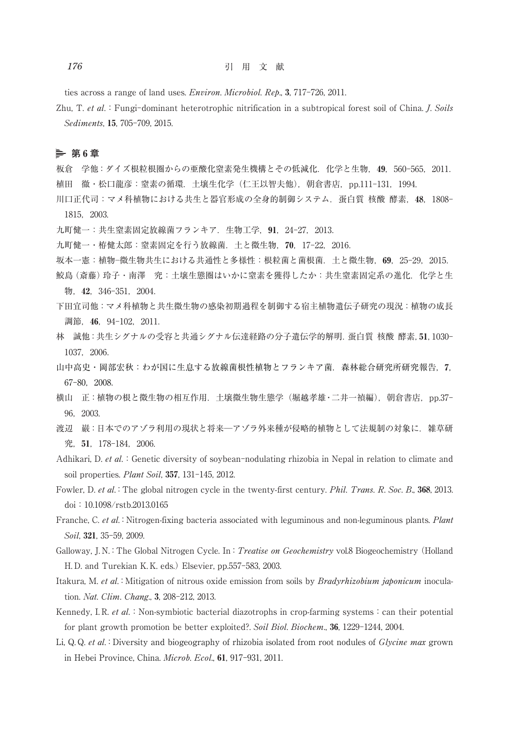ties across a range of land uses. *Environ. Microbiol. Rep.*, **3**, 717–726, 2011.

Zhu, T. *et al.*：Fungi-dominant heterotrophic nitrification in a subtropical forest soil of China. *J. Soils Sediments*, **15**, 705–709, 2015.

## 第 6 章

板倉　学他：ダイズ根粒根圏からの亜酸化窒素発生機構とその低減化．化学と生物，**49**，560–565，2011.

植田　徹・松口龍彦：窒素の循環．土壌生化学（仁王以智夫他），朝倉書店，pp.111–131，1994.

川口正代司：マメ科植物における共生と器官形成の全身的制御システム．蛋白質 核酸 酵素，**48**，1808–1815，2003.

九町健一：共生窒素固定放線菌フランキア．生物工学，**91**，24–27，2013.

九町健一・椨健太郎：窒素固定を行う放線菌．土と微生物，**70**，17–22，2016.

坂本一憲：植物–微生物共生における共通性と多様性：根粒菌と菌根菌．土と微生物，**69**，25–29，2015.

鮫島（斎藤）玲子・南澤　究：土壌生態圏はいかに窒素を獲得したか：共生窒素固定系の進化．化学と生物，**42**，346–351，2004.

下田宜司他：マメ科植物と共生微生物の感染初期過程を制御する宿主植物遺伝子研究の現況：植物の成長調節，**46**，94–102，2011.

林　誠他：共生シグナルの受容と共通シグナル伝達経路の分子遺伝学的解明．蛋白質 核酸 酵素，**51**，1030–1037，2006.

山中高史・岡部宏秋：わが国に生息する放線菌根性植物とフランキア菌．森林総合研究所研究報告，**7**，67–80，2008.

横山　正：植物の根と微生物の相互作用．土壌微生物生態学（堀越孝雄・二井一禎編），朝倉書店，pp.37–96，2003.

渡辺　巌：日本でのアゾラ利用の現状と将来―アゾラ外来種が侵略的植物として法規制の対象に．雑草研究，**51**，178–184，2006.

Adhikari, D. *et al.*：Genetic diversity of soybean-nodulating rhizobia in Nepal in relation to climate and soil properties. *Plant Soil*, **357**, 131–145, 2012.

Fowler, D. *et al.*：The global nitrogen cycle in the twenty-first century. *Phil. Trans. R. Soc. B.*, **368**, 2013. doi：10.1098/rstb.2013.0165

Franche, C. *et al.*：Nitrogen-fixing bacteria associated with leguminous and non-leguminous plants. *Plant Soil*, **321**, 35–59, 2009.

Galloway, J. N.：The Global Nitrogen Cycle. In：*Treatise on Geochemistry* vol.8 Biogeochemistry（Holland H. D. and Turekian K. K. eds.）Elsevier, pp.557–583, 2003.

Itakura, M. *et al.*：Mitigation of nitrous oxide emission from soils by *Bradyrhizobium japonicum* inoculation. *Nat. Clim. Chang.*, **3**, 208–212, 2013.

Kennedy, I. R. *et al.*：Non-symbiotic bacterial diazotrophs in crop-farming systems：can their potential for plant growth promotion be better exploited?. *Soil Biol. Biochem.*, **36**, 1229–1244, 2004.

Li, Q. Q. *et al.*：Diversity and biogeography of rhizobia isolated from root nodules of *Glycine max* grown in Hebei Province, China. *Microb. Ecol.*, **61**, 917–931, 2011.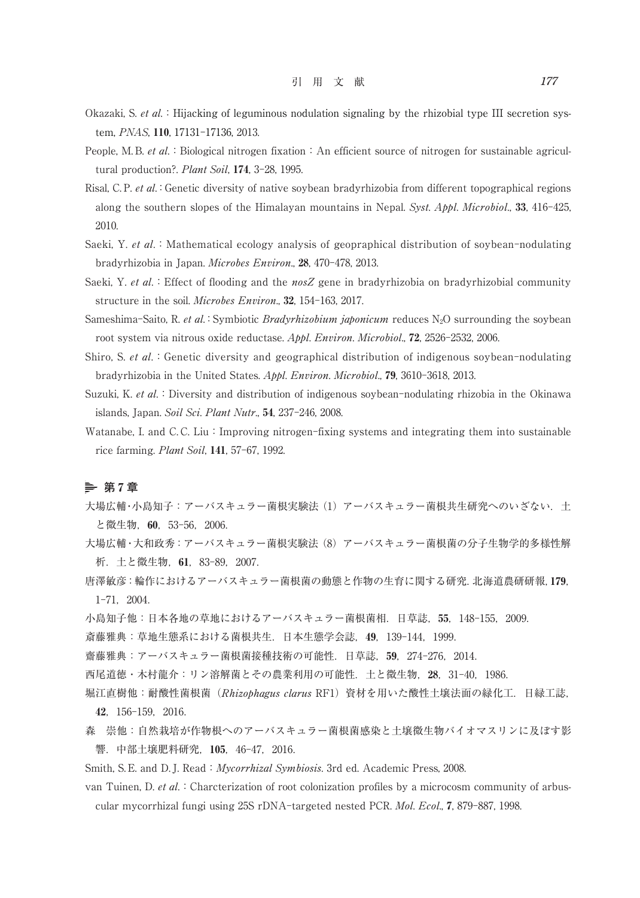Okazaki, S. *et al.*：Hijacking of leguminous nodulation signaling by the rhizobial type III secretion system, *PNAS*, **110**, 17131-17136, 2013.

People, M.B. *et al.*：Biological nitrogen fixation：An efficient source of nitrogen for sustainable agricultural production?. *Plant Soil*, **174**, 3-28, 1995.

Risal, C.P. *et al.*：Genetic diversity of native soybean bradyrhizobia from different topographical regions along the southern slopes of the Himalayan mountains in Nepal. *Syst. Appl. Microbiol.*, **33**, 416-425, 2010.

Saeki, Y. *et al.*：Mathematical ecology analysis of geopraphical distribution of soybean-nodulating bradyrhizobia in Japan. *Microbes Environ.*, **28**, 470-478, 2013.

Saeki, Y. *et al.*：Effect of flooding and the *nosZ* gene in bradyrhizobia on bradyrhizobial community structure in the soil. *Microbes Environ.*, **32**, 154-163, 2017.

Sameshima-Saito, R. *et al.*：Symbiotic *Bradyrhizobium japonicum* reduces $N_2O$ surrounding the soybean root system via nitrous oxide reductase. *Appl. Environ. Microbiol.*, **72**, 2526-2532, 2006.

Shiro, S. *et al.*：Genetic diversity and geographical distribution of indigenous soybean-nodulating bradyrhizobia in the United States. *Appl. Environ. Microbiol.*, **79**, 3610-3618, 2013.

Suzuki, K. *et al.*：Diversity and distribution of indigenous soybean-nodulating rhizobia in the Okinawa islands, Japan. *Soil Sci. Plant Nutr.*, **54**, 237-246, 2008.

Watanabe, I. and C.C. Liu：Improving nitrogen-fixing systems and integrating them into sustainable rice farming. *Plant Soil*, **141**, 57-67, 1992.

## 第 7 章

大場広輔・小島知子：アーバスキュラー菌根実験法（1）アーバスキュラー菌根共生研究へのいざない．土と微生物，**60**，53-56，2006.

大場広輔・大和政秀：アーバスキュラー菌根実験法（8）アーバスキュラー菌根菌の分子生物学的多様性解析．土と微生物，**61**，83-89，2007.

唐澤敏彦：輪作におけるアーバスキュラー菌根菌の動態と作物の生育に関する研究. 北海道農研研報, **179**, 1-71，2004.

小島知子他：日本各地の草地におけるアーバスキュラー菌根菌相．日草誌，**55**，148-155，2009.

斎藤雅典：草地生態系における菌根共生．日本生態学会誌，**49**，139-144，1999.

齋藤雅典：アーバスキュラー菌根菌接種技術の可能性．日草誌，**59**，274-276，2014.

西尾道徳・木村龍介：リン溶解菌とその農業利用の可能性．土と微生物，**28**，31-40，1986.

堀江直樹他：耐酸性菌根菌（*Rhizophagus clarus* RF1）資材を用いた酸性土壌法面の緑化工．日緑工誌，**42**，156-159，2016.

森　崇他：自然栽培が作物根へのアーバスキュラー菌根菌感染と土壌微生物バイオマスリンに及ぼす影響．中部土壌肥料研究，**105**，46-47，2016.

Smith, S.E. and D.J. Read：*Mycorrhizal Symbiosis*. 3rd ed. Academic Press, 2008.

van Tuinen, D. *et al.*：Charcterization of root colonization profiles by a microcosm community of arbuscular mycorrhizal fungi using 25S rDNA-targeted nested PCR. *Mol. Ecol.*, **7**, 879-887, 1998.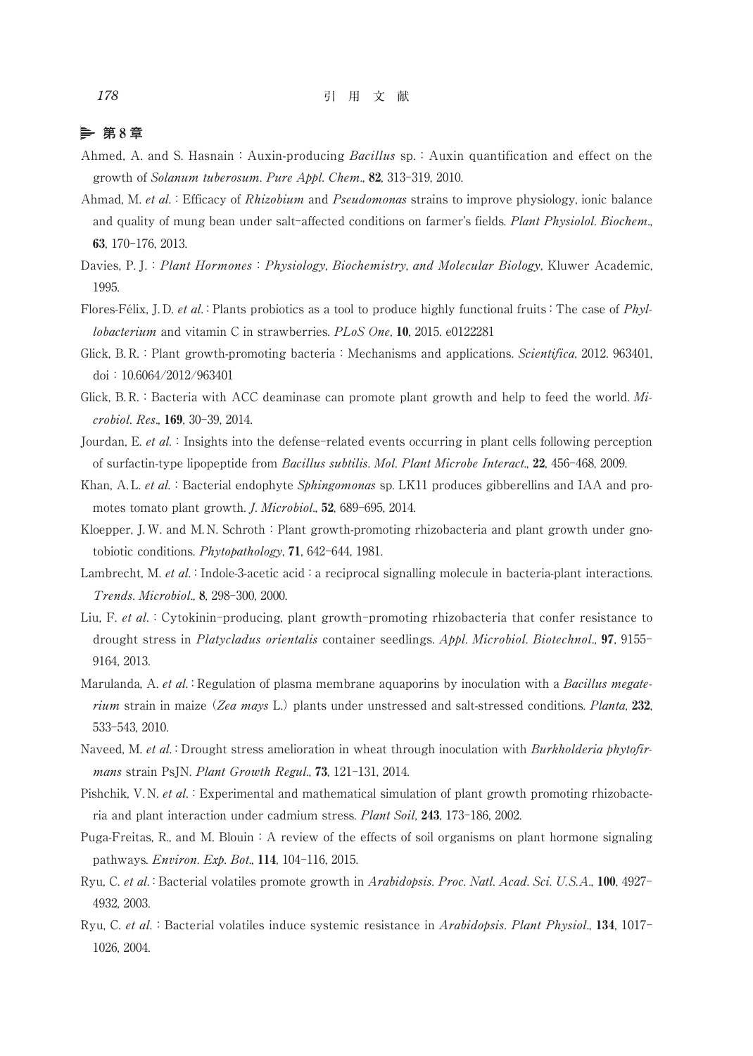## 第8章

Ahmed, A. and S. Hasnain : Auxin-producing *Bacillus* sp. : Auxin quantification and effect on the growth of *Solanum tuberosum*. *Pure Appl. Chem.*, **82**, 313–319, 2010.

Ahmad, M. *et al.* : Efficacy of *Rhizobium* and *Pseudomonas* strains to improve physiology, ionic balance and quality of mung bean under salt-affected conditions on farmer's fields. *Plant Physiolol. Biochem.*, **63**, 170–176, 2013.

Davies, P. J. : *Plant Hormones : Physiology, Biochemistry, and Molecular Biology*, Kluwer Academic, 1995.

Flores-Félix, J. D. *et al.* : Plants probiotics as a tool to produce highly functional fruits : The case of *Phyllobacterium* and vitamin C in strawberries. *PLoS One*, **10**, 2015. e0122281

Glick, B. R. : Plant growth-promoting bacteria : Mechanisms and applications. *Scientifica*, 2012. 963401, doi : 10.6064/2012/963401

Glick, B. R. : Bacteria with ACC deaminase can promote plant growth and help to feed the world. *Microbiol. Res.*, **169**, 30–39, 2014.

Jourdan, E. *et al.* : Insights into the defense-related events occurring in plant cells following perception of surfactin-type lipopeptide from *Bacillus subtilis*. *Mol. Plant Microbe Interact.*, **22**, 456–468, 2009.

Khan, A. L. *et al.* : Bacterial endophyte *Sphingomonas* sp. LK11 produces gibberellins and IAA and promotes tomato plant growth. *J. Microbiol.*, **52**, 689–695, 2014.

Kloepper, J. W. and M. N. Schroth : Plant growth-promoting rhizobacteria and plant growth under gnotobiotic conditions. *Phytopathology*, **71**, 642–644, 1981.

Lambrecht, M. *et al.* : Indole-3-acetic acid : a reciprocal signalling molecule in bacteria-plant interactions. *Trends. Microbiol.*, **8**, 298–300, 2000.

Liu, F. *et al.* : Cytokinin-producing, plant growth-promoting rhizobacteria that confer resistance to drought stress in *Platycladus orientalis* container seedlings. *Appl. Microbiol. Biotechnol.*, **97**, 9155–9164, 2013.

Marulanda, A. *et al.* : Regulation of plasma membrane aquaporins by inoculation with a *Bacillus megaterium* strain in maize (*Zea mays* L.) plants under unstressed and salt-stressed conditions. *Planta*, **232**, 533–543, 2010.

Naveed, M. *et al.* : Drought stress amelioration in wheat through inoculation with *Burkholderia phytofirmans* strain PsJN. *Plant Growth Regul.*, **73**, 121–131, 2014.

Pishchik, V. N. *et al.* : Experimental and mathematical simulation of plant growth promoting rhizobacteria and plant interaction under cadmium stress. *Plant Soil*, **243**, 173–186, 2002.

Puga-Freitas, R., and M. Blouin : A review of the effects of soil organisms on plant hormone signaling pathways. *Environ. Exp. Bot.*, **114**, 104–116, 2015.

Ryu, C. *et al.* : Bacterial volatiles promote growth in *Arabidopsis*. *Proc. Natl. Acad. Sci. U.S.A.*, **100**, 4927–4932, 2003.

Ryu, C. *et al.* : Bacterial volatiles induce systemic resistance in *Arabidopsis*. *Plant Physiol.*, **134**, 1017–1026, 2004.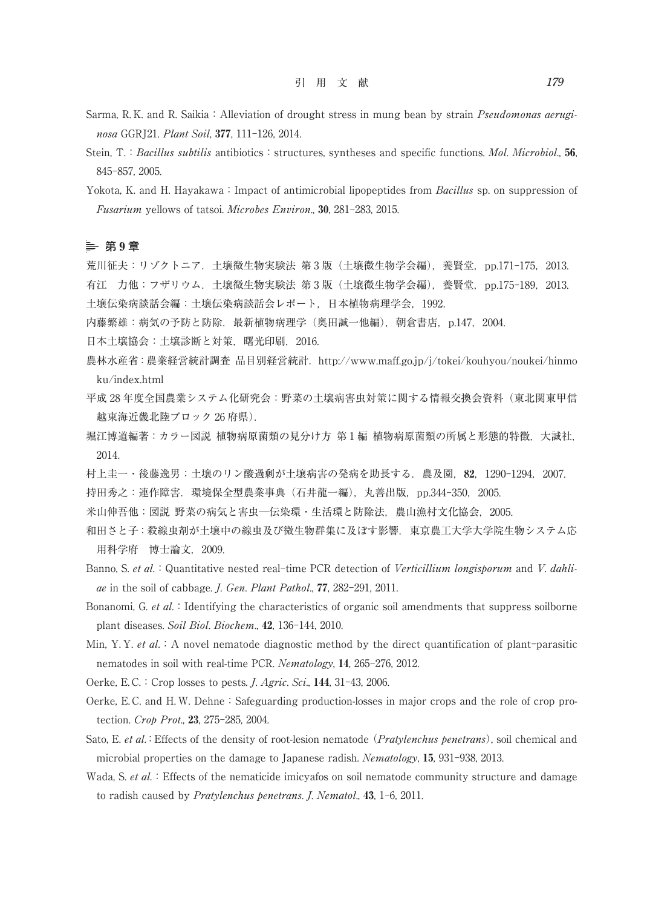Sarma, R. K. and R. Saikia : Alleviation of drought stress in mung bean by strain *Pseudomonas aeruginosa* GGRJ21. *Plant Soil*, **377**, 111-126, 2014.

Stein, T. : *Bacillus subtilis* antibiotics : structures, syntheses and specific functions. *Mol. Microbiol.*, **56**, 845-857, 2005.

Yokota, K. and H. Hayakawa : Impact of antimicrobial lipopeptides from *Bacillus* sp. on suppression of *Fusarium* yellows of tatsoi. *Microbes Environ.*, **30**, 281-283, 2015.

## 第 9 章

荒川征夫：リゾクトニア．土壌微生物実験法 第 3 版（土壌微生物学会編），養賢堂，pp.171-175，2013.

有江　力他：フザリウム．土壌微生物実験法 第 3 版（土壌微生物学会編），養賢堂，pp.175-189，2013.

土壌伝染病談話会編：土壌伝染病談話会レポート，日本植物病理学会，1992.

内藤繁雄：病気の予防と防除．最新植物病理学（奥田誠一他編），朝倉書店，p.147，2004.

日本土壌協会：土壌診断と対策，曙光印刷，2016.

農林水産省：農業経営統計調査 品目別経営統計．http://www.maff.go.jp/j/tokei/kouhyou/noukei/hinmoku/index.html

平成 28 年度全国農業システム化研究会：野菜の土壌病害虫対策に関する情報交換会資料（東北関東甲信越東海近畿北陸ブロック 26 府県）.

堀江博道編著：カラー図説 植物病原菌類の見分け方 第 1 編 植物病原菌類の所属と形態的特徴，大誠社，2014.

村上圭一・後藤逸男：土壌のリン酸過剰が土壌病害の発病を助長する．農及園，**82**，1290-1294，2007.

持田秀之：連作障害．環境保全型農業事典（石井龍一編），丸善出版，pp.344-350，2005.

米山伸吾他：図説 野菜の病気と害虫—伝染環・生活環と防除法，農山漁村文化協会，2005.

和田さと子：殺線虫剤が土壌中の線虫及び微生物群集に及ぼす影響．東京農工大学大学院生物システム応用科学府　博士論文，2009.

Banno, S. *et al.* : Quantitative nested real-time PCR detection of *Verticillium longisporum* and *V. dahliae* in the soil of cabbage. *J. Gen. Plant Pathol.*, **77**, 282-291, 2011.

Bonanomi, G. *et al.* : Identifying the characteristics of organic soil amendments that suppress soilborne plant diseases. *Soil Biol. Biochem.*, **42**, 136-144, 2010.

Min, Y. Y. *et al.* : A novel nematode diagnostic method by the direct quantification of plant-parasitic nematodes in soil with real-time PCR. *Nematology*, **14**, 265-276, 2012.

Oerke, E. C. : Crop losses to pests. *J. Agric. Sci.*, **144**, 31-43, 2006.

Oerke, E. C. and H. W. Dehne : Safeguarding production-losses in major crops and the role of crop protection. *Crop Prot.*, **23**, 275-285, 2004.

Sato, E. *et al.* : Effects of the density of root-lesion nematode (*Pratylenchus penetrans*), soil chemical and microbial properties on the damage to Japanese radish. *Nematology*, **15**, 931-938, 2013.

Wada, S. *et al.* : Effects of the nematicide imicyafos on soil nematode community structure and damage to radish caused by *Pratylenchus penetrans*. *J. Nematol.*, **43**, 1-6, 2011.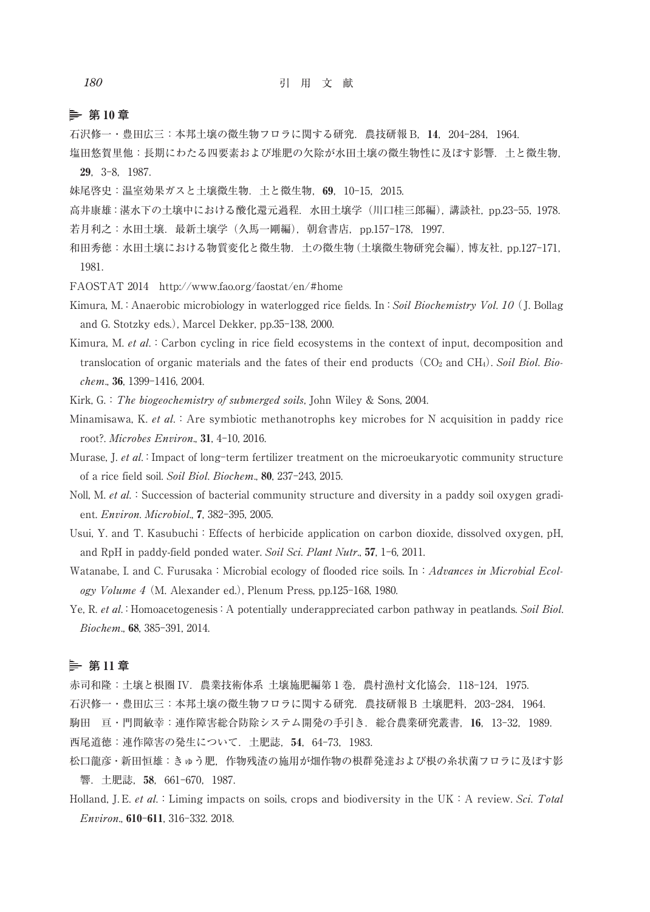## 第 10 章

石沢修一・豊田広三：本邦土壌の微生物フロラに関する研究．農技研報 B，**14**，204-284，1964.

塩田悠賀里他：長期にわたる四要素および堆肥の欠除が水田土壌の微生物性に及ぼす影響．土と微生物，**29**，3-8，1987.

妹尾啓史：温室効果ガスと土壌微生物．土と微生物，**69**，10-15，2015.

高井康雄：湛水下の土壌中における酸化還元過程．水田土壌学（川口桂三郎編），講談社，pp.23-55，1978.

若月利之：水田土壌．最新土壌学（久馬一剛編），朝倉書店，pp.157-178，1997.

和田秀徳：水田土壌における物質変化と微生物．土の微生物（土壌微生物研究会編），博友社，pp.127-171，1981.

FAOSTAT 2014　http://www.fao.org/faostat/en/#home

Kimura, M.：Anaerobic microbiology in waterlogged rice fields. In：*Soil Biochemistry Vol. 10*（J. Bollag and G. Stotzky eds.）, Marcel Dekker, pp.35-138, 2000.

Kimura, M. *et al.*：Carbon cycling in rice field ecosystems in the context of input, decomposition and translocation of organic materials and the fates of their end products（$CO_2$ and $CH_4$）. *Soil Biol. Biochem.*, **36**, 1399-1416, 2004.

Kirk, G.：*The biogeochemistry of submerged soils*, John Wiley & Sons, 2004.

Minamisawa, K. *et al.*：Are symbiotic methanotrophs key microbes for N acquisition in paddy rice root?. *Microbes Environ.*, **31**, 4-10, 2016.

Murase, J. *et al.*：Impact of long-term fertilizer treatment on the microeukaryotic community structure of a rice field soil. *Soil Biol. Biochem.*, **80**, 237-243, 2015.

Noll, M. *et al.*：Succession of bacterial community structure and diversity in a paddy soil oxygen gradient. *Environ. Microbiol.*, **7**, 382-395, 2005.

Usui, Y. and T. Kasubuchi：Effects of herbicide application on carbon dioxide, dissolved oxygen, pH, and RpH in paddy-field ponded water. *Soil Sci. Plant Nutr.*, **57**, 1-6, 2011.

Watanabe, I. and C. Furusaka：Microbial ecology of flooded rice soils. In：*Advances in Microbial Ecology Volume 4*（M. Alexander ed.）, Plenum Press, pp.125-168, 1980.

Ye, R. *et al.*：Homoacetogenesis：A potentially underappreciated carbon pathway in peatlands. *Soil Biol. Biochem.*, **68**, 385-391, 2014.

## 第 11 章

赤司和隆：土壌と根圏 IV．農業技術体系 土壌施肥編第 1 巻，農村漁村文化協会，118-124，1975.

石沢修一・豊田広三：本邦土壌の微生物フロラに関する研究．農技研報 B 土壌肥料，203-284，1964.

駒田　亘・門間敏幸：連作障害総合防除システム開発の手引き．総合農業研究叢書，**16**，13-32，1989.

西尾道徳：連作障害の発生について．土肥誌，**54**，64-73，1983.

松口龍彦・新田恒雄：きゅう肥，作物残渣の施用が畑作物の根群発達および根の糸状菌フロラに及ぼす影響．土肥誌，**58**，661-670，1987.

Holland, J. E. *et al.*：Liming impacts on soils, crops and biodiversity in the UK：A review. *Sci. Total Environ.*, **610-611**, 316-332. 2018.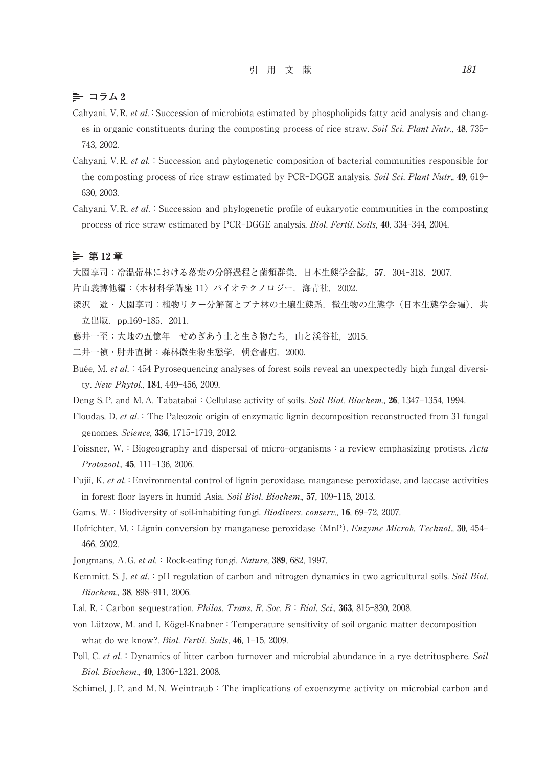## ⚟ コラム 2

Cahyani, V. R. *et al.*：Succession of microbiota estimated by phospholipids fatty acid analysis and changes in organic constituents during the composting process of rice straw. *Soil Sci. Plant Nutr.*, **48**, 735-743, 2002.

Cahyani, V. R. *et al.*：Succession and phylogenetic composition of bacterial communities responsible for the composting process of rice straw estimated by PCR-DGGE analysis. *Soil Sci. Plant Nutr.*, **49**, 619-630, 2003.

Cahyani, V. R. *et al.*：Succession and phylogenetic profile of eukaryotic communities in the composting process of rice straw estimated by PCR-DGGE analysis. *Biol. Fertil. Soils*, **40**, 334-344, 2004.

## ⚟ 第 12 章

大園享司：冷温帯林における落葉の分解過程と菌類群集．日本生態学会誌，**57**，304-318，2007.

片山義博他編：〈木材科学講座 11〉バイオテクノロジー，海青社，2002.

深沢　遊・大園享司：植物リター分解菌とブナ林の土壌生態系．微生物の生態学（日本生態学会編），共立出版，pp.169-185，2011.

藤井一至：大地の五億年—せめぎあう土と生き物たち，山と渓谷社，2015.

二井一禎・肘井直樹：森林微生物生態学，朝倉書店，2000.

Buée, M. *et al.*：454 Pyrosequencing analyses of forest soils reveal an unexpectedly high fungal diversity. *New Phytol.*, **184**, 449-456, 2009.

Deng S. P. and M. A. Tabatabai：Cellulase activity of soils. *Soil Biol. Biochem.*, **26**, 1347-1354, 1994.

Floudas, D. *et al.*：The Paleozoic origin of enzymatic lignin decomposition reconstructed from 31 fungal genomes. *Science*, **336**, 1715-1719, 2012.

Foissner, W.：Biogeography and dispersal of micro-organisms：a review emphasizing protists. *Acta Protozool.*, **45**, 111-136, 2006.

Fujii, K. *et al.*：Environmental control of lignin peroxidase, manganese peroxidase, and laccase activities in forest floor layers in humid Asia. *Soil Biol. Biochem.*, **57**, 109-115, 2013.

Gams, W.：Biodiversity of soil-inhabiting fungi. *Biodivers. conserv.*, **16**, 69-72, 2007.

Hofrichter, M.：Lignin conversion by manganese peroxidase（MnP）. *Enzyme Microb. Technol.*, **30**, 454-466, 2002.

Jongmans, A. G. *et al.*：Rock-eating fungi. *Nature*, **389**, 682, 1997.

Kemmitt, S. J. *et al.*：pH regulation of carbon and nitrogen dynamics in two agricultural soils. *Soil Biol. Biochem.*, **38**, 898-911, 2006.

Lal, R.：Carbon sequestration. *Philos. Trans. R. Soc. B*：*Biol. Sci.*, **363**, 815-830, 2008.

von Lützow, M. and I. Kögel-Knabner：Temperature sensitivity of soil organic matter decomposition—what do we know?. *Biol. Fertil. Soils*, **46**, 1-15, 2009.

Poll, C. *et al.*：Dynamics of litter carbon turnover and microbial abundance in a rye detritusphere. *Soil Biol. Biochem.*, **40**, 1306-1321, 2008.

Schimel, J. P. and M. N. Weintraub：The implications of exoenzyme activity on microbial carbon and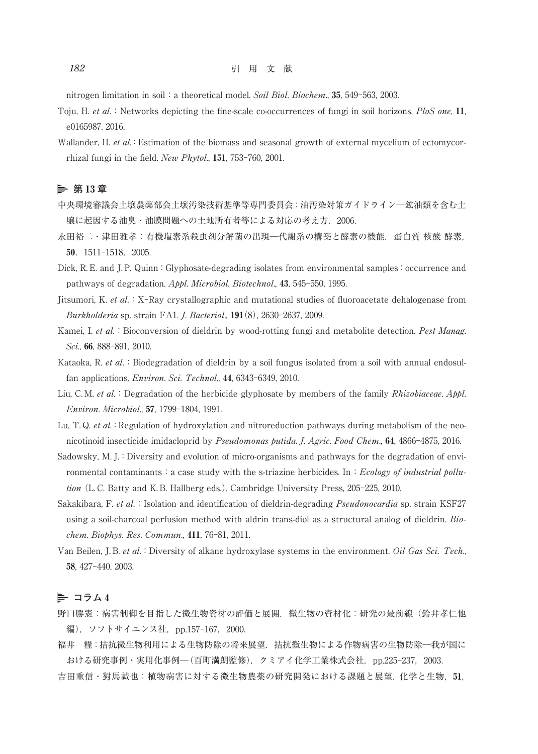nitrogen limitation in soil : a theoretical model. *Soil Biol. Biochem.*, **35**, 549–563, 2003.

Toju, H. *et al.* : Networks depicting the fine-scale co-occurrences of fungi in soil horizons. *PloS one*, **11**, e0165987. 2016.

Wallander, H. *et al.* : Estimation of the biomass and seasonal growth of external mycelium of ectomycorrhizal fungi in the field. *New Phytol.*, **151**, 753–760, 2001.

## 第 13 章

中央環境審議会土壌農薬部会土壌汚染技術基準等専門委員会：油汚染対策ガイドライン—鉱油類を含む土壌に起因する油臭・油膜問題への土地所有者等による対応の考え方，2006.

永田裕二・津田雅孝：有機塩素系殺虫剤分解菌の出現—代謝系の構築と酵素の機能．蛋白質 核酸 酵素，**50**，1511–1518，2005.

Dick, R. E. and J. P. Quinn : Glyphosate-degrading isolates from environmental samples : occurrence and pathways of degradation. *Appl. Microbiol. Biotechnol.*, **43**, 545–550, 1995.

Jitsumori, K. *et al.* : X-Ray crystallographic and mutational studies of fluoroacetate dehalogenase from *Burkholderia* sp. strain FA1. *J. Bacteriol.*, **191**(8), 2630–2637, 2009.

Kamei, I. *et al.* : Bioconversion of dieldrin by wood-rotting fungi and metabolite detection. *Pest Manag. Sci.*, **66**, 888–891, 2010.

Kataoka, R. *et al.* : Biodegradation of dieldrin by a soil fungus isolated from a soil with annual endosulfan applications. *Environ. Sci. Technol.*, **44**, 6343–6349, 2010.

Liu, C. M. *et al.* : Degradation of the herbicide glyphosate by members of the family *Rhizobiaceae*. *Appl. Environ. Microbiol.*, **57**, 1799–1804, 1991.

Lu, T. Q. *et al.* : Regulation of hydroxylation and nitroreduction pathways during metabolism of the neonicotinoid insecticide imidacloprid by *Pseudomonas putida*. *J. Agric. Food Chem.*, **64**, 4866–4875, 2016.

Sadowsky, M. J. : Diversity and evolution of micro-organisms and pathways for the degradation of environmental contaminants : a case study with the s-triazine herbicides. In : *Ecology of industrial pollution* (L. C. Batty and K. B. Hallberg eds.). Cambridge University Press, 205–225, 2010.

Sakakibara, F. *et al.* : Isolation and identification of dieldrin-degrading *Pseudonocardia* sp. strain KSF27 using a soil-charcoal perfusion method with aldrin trans-diol as a structural analog of dieldrin. *Biochem. Biophys. Res. Commun.*, **411**, 76–81, 2011.

Van Beilen, J. B. *et al.* : Diversity of alkane hydroxylase systems in the environment. *Oil Gas Sci. Tech.*, **58**, 427–440, 2003.

## コラム 4

野口勝憲：病害制御を目指した微生物資材の評価と展開．微生物の資材化：研究の最前線（鈴井孝仁他編），ソフトサイエンス社，pp.157–167，2000.

福井　糧：拮抗微生物利用による生物防除の将来展望．拮抗微生物による作物病害の生物防除—我が国における研究事例・実用化事例—（百町満朗監修），クミアイ化学工業株式会社，pp.225–237，2003.

吉田重信・對馬誠也：植物病害に対する微生物農薬の研究開発における課題と展望．化学と生物，**51**，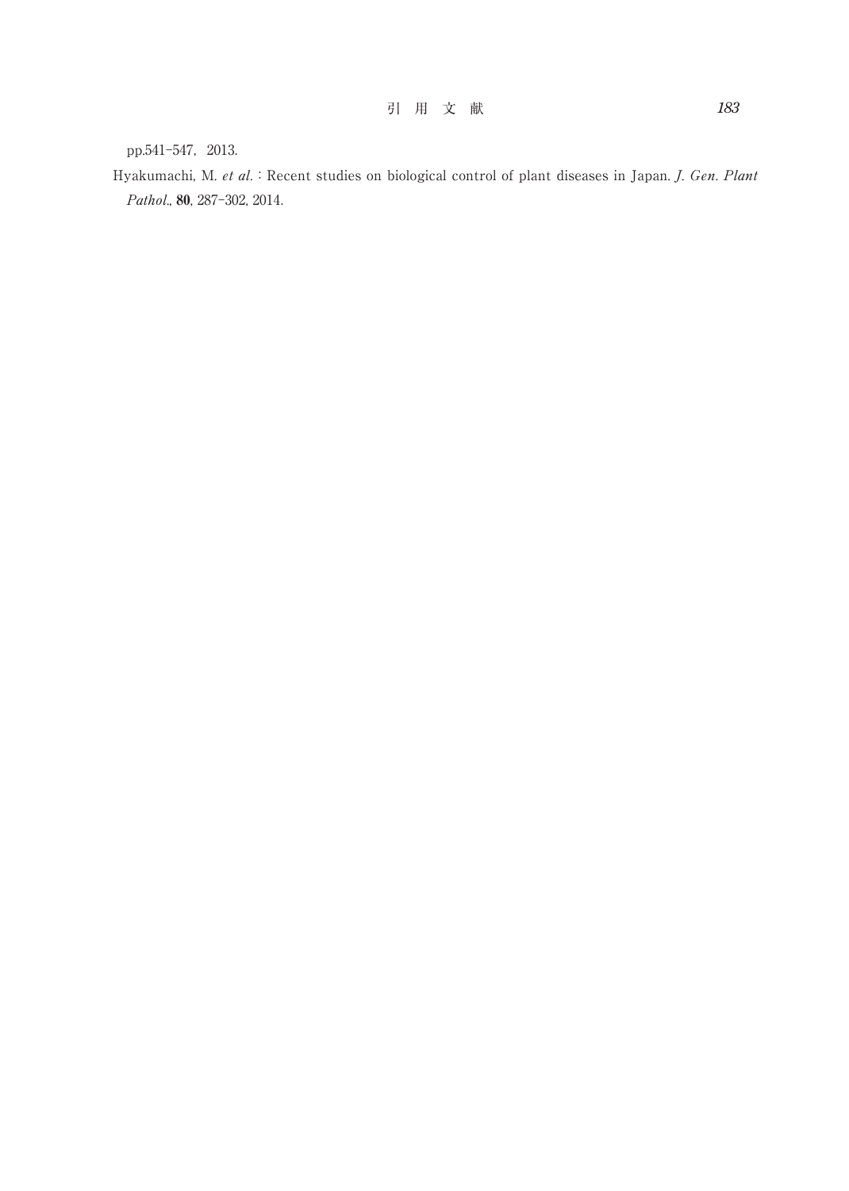pp.541–547, 2013.

Hyakumachi, M. *et al.*：Recent studies on biological control of plant diseases in Japan. *J. Gen. Plant Pathol.*, **80**, 287–302, 2014.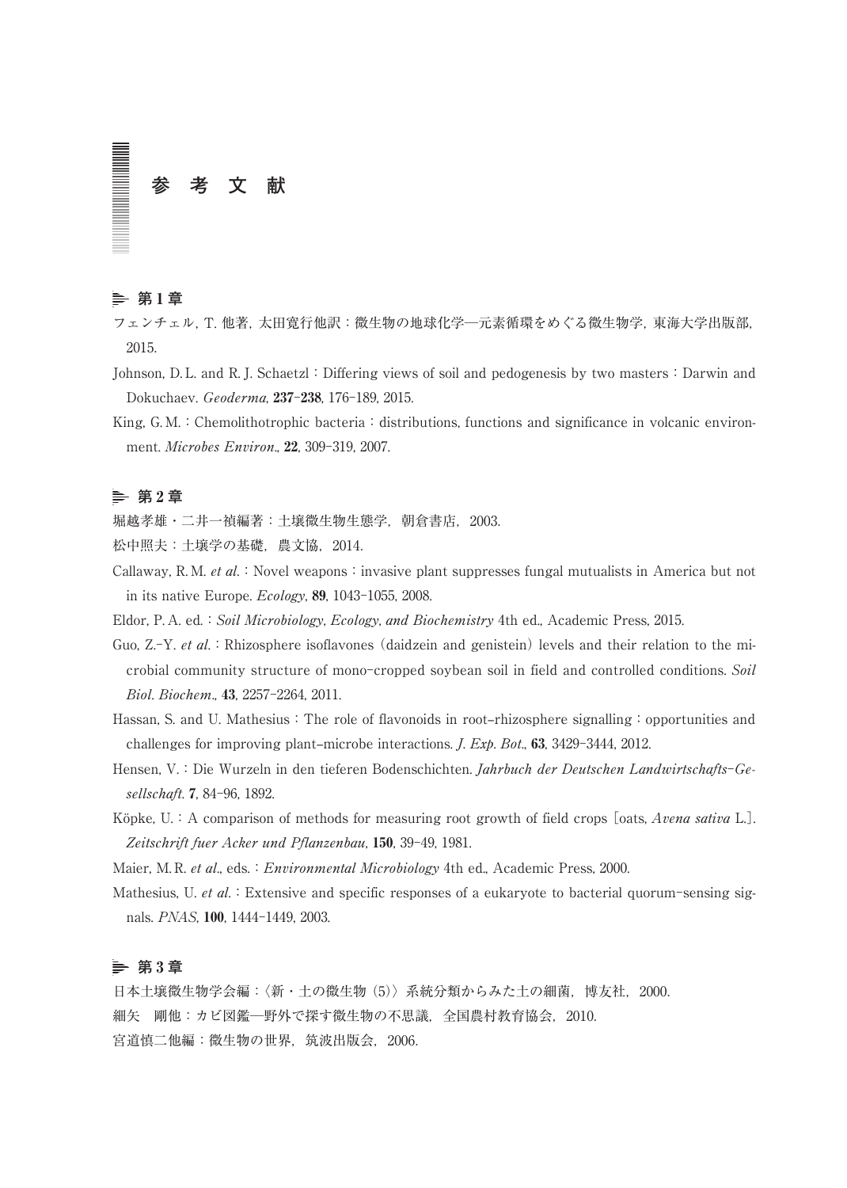# 参　考　文　献

## 第 1 章

フェンチェル，T. 他著，太田寛行他訳：微生物の地球化学─元素循環をめぐる微生物学，東海大学出版部，2015.

Johnson, D. L. and R. J. Schaetzl：Differing views of soil and pedogenesis by two masters：Darwin and Dokuchaev. *Geoderma*, **237-238**, 176-189, 2015.

King, G. M.：Chemolithotrophic bacteria：distributions, functions and significance in volcanic environment. *Microbes Environ.*, **22**, 309-319, 2007.

## 第 2 章

堀越孝雄・二井一禎編著：土壌微生物生態学，朝倉書店，2003.

松中照夫：土壌学の基礎，農文協，2014.

Callaway, R. M. *et al.*：Novel weapons：invasive plant suppresses fungal mutualists in America but not in its native Europe. *Ecology*, **89**, 1043-1055, 2008.

Eldor, P. A. ed.：*Soil Microbiology, Ecology, and Biochemistry* 4th ed., Academic Press, 2015.

Guo, Z.-Y. *et al.*：Rhizosphere isoflavones（daidzein and genistein）levels and their relation to the microbial community structure of mono-cropped soybean soil in field and controlled conditions. *Soil Biol. Biochem.*, **43**, 2257-2264, 2011.

Hassan, S. and U. Mathesius：The role of flavonoids in root-rhizosphere signalling：opportunities and challenges for improving plant-microbe interactions. *J. Exp. Bot.*, **63**, 3429-3444, 2012.

Hensen, V.：Die Wurzeln in den tieferen Bodenschichten. *Jahrbuch der Deutschen Landwirtschafts-Gesellschaft*. **7**, 84-96, 1892.

Köpke, U.：A comparison of methods for measuring root growth of field crops [oats, *Avena sativa* L.]. *Zeitschrift fuer Acker und Pflanzenbau*, **150**, 39-49, 1981.

Maier, M. R. *et al.*, eds.：*Environmental Microbiology* 4th ed., Academic Press, 2000.

Mathesius, U. *et al.*：Extensive and specific responses of a eukaryote to bacterial quorum-sensing signals. *PNAS*, **100**, 1444-1449, 2003.

## 第 3 章

日本土壌微生物学会編：〈新・土の微生物（5）〉系統分類からみた土の細菌，博友社，2000.

細矢　剛他：カビ図鑑─野外で探す微生物の不思議，全国農村教育協会，2010.

宮道慎二他編：微生物の世界，筑波出版会，2006.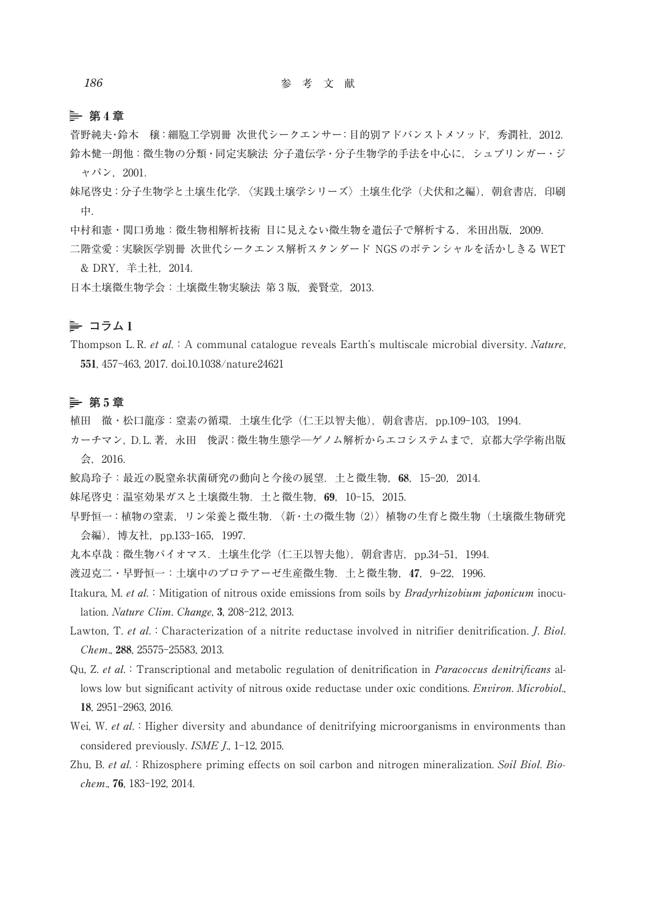## 第4章

菅野純夫・鈴木　穣：細胞工学別冊 次世代シークエンサー：目的別アドバンストメソッド，秀潤社，2012.

鈴木健一朗他：微生物の分類・同定実験法 分子遺伝学・分子生物学的手法を中心に，シュプリンガー・ジャパン，2001.

妹尾啓史：分子生物学と土壌生化学．〈実践土壌学シリーズ〉土壌生化学（犬伏和之編），朝倉書店，印刷中.

中村和憲・関口勇地：微生物相解析技術 目に見えない微生物を遺伝子で解析する，米田出版，2009.

二階堂愛：実験医学別冊 次世代シークエンス解析スタンダード NGS のポテンシャルを活かしきる WET & DRY，羊土社，2014.

日本土壌微生物学会：土壌微生物実験法 第3版，養賢堂，2013.

## コラム1

Thompson L. R. *et al.*: A communal catalogue reveals Earth's multiscale microbial diversity. *Nature*, **551**, 457-463, 2017. doi.10.1038/nature24621

## 第5章

植田　徹・松口龍彦：窒素の循環．土壌生化学（仁王以智夫他），朝倉書店，pp.109-103，1994.

カーチマン，D.L. 著，永田　俊訳：微生物生態学―ゲノム解析からエコシステムまで，京都大学学術出版会，2016.

鮫島玲子：最近の脱窒糸状菌研究の動向と今後の展望．土と微生物，**68**，15-20，2014.

妹尾啓史：温室効果ガスと土壌微生物．土と微生物，**69**，10-15，2015.

早野恒一：植物の窒素，リン栄養と微生物．〈新・土の微生物（2）〉植物の生育と微生物（土壌微生物研究会編），博友社，pp.133-165，1997.

丸本卓哉：微生物バイオマス．土壌生化学（仁王以智夫他），朝倉書店，pp.34-51，1994.

渡辺克二・早野恒一：土壌中のプロテアーゼ生産微生物．土と微生物，**47**，9-22，1996.

Itakura, M. *et al.*: Mitigation of nitrous oxide emissions from soils by *Bradyrhizobium japonicum* inoculation. *Nature Clim. Change*, **3**, 208-212, 2013.

Lawton, T. *et al.*: Characterization of a nitrite reductase involved in nitrifier denitrification. *J. Biol. Chem.*, **288**, 25575-25583, 2013.

Qu, Z. *et al.*: Transcriptional and metabolic regulation of denitrification in *Paracoccus denitrificans* allows low but significant activity of nitrous oxide reductase under oxic conditions. *Environ. Microbiol.*, **18**, 2951-2963, 2016.

Wei, W. *et al.*: Higher diversity and abundance of denitrifying microorganisms in environments than considered previously. *ISME J.*, 1-12, 2015.

Zhu, B. *et al.*: Rhizosphere priming effects on soil carbon and nitrogen mineralization. *Soil Biol. Biochem.*, **76**, 183-192, 2014.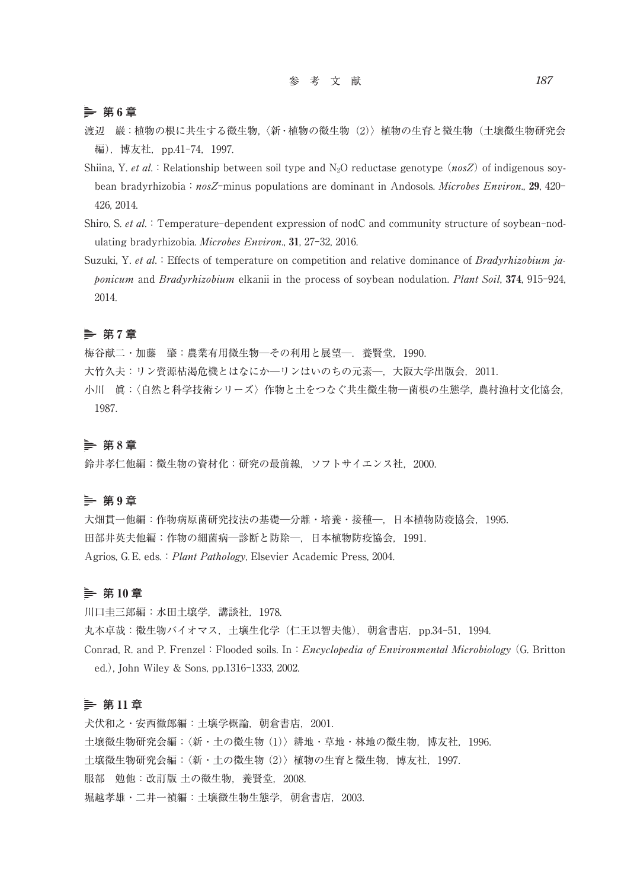## 第 6 章

渡辺　巌：植物の根に共生する微生物,〈新・植物の微生物（2）〉植物の生育と微生物（土壌微生物研究会編），博友社，pp.41-74，1997.

Shiina, Y. *et al.*：Relationship between soil type and $N_2O$ reductase genotype（*nosZ*）of indigenous soybean bradyrhizobia：*nosZ*-minus populations are dominant in Andosols. *Microbes Environ.*, **29**, 420-426, 2014.

Shiro, S. *et al.*：Temperature-dependent expression of nodC and community structure of soybean-nodulating bradyrhizobia. *Microbes Environ.*, **31**, 27-32, 2016.

Suzuki, Y. *et al.*：Effects of temperature on competition and relative dominance of *Bradyrhizobium japonicum* and *Bradyrhizobium* elkanii in the process of soybean nodulation. *Plant Soil*, **374**, 915-924, 2014.

## 第 7 章

梅谷献二・加藤　肇：農業有用微生物―その利用と展望―．養賢堂，1990.

大竹久夫：リン資源枯渇危機とはなにか―リンはいのちの元素―，大阪大学出版会，2011.

小川　眞：〈自然と科学技術シリーズ〉作物と土をつなぐ共生微生物―菌根の生態学，農村漁村文化協会，1987.

## 第 8 章

鈴井孝仁他編：微生物の資材化：研究の最前線，ソフトサイエンス社，2000.

## 第 9 章

大畑貫一他編：作物病原菌研究技法の基礎―分離・培養・接種―，日本植物防疫協会，1995.

田部井英夫他編：作物の細菌病―診断と防除―，日本植物防疫協会，1991.

Agrios, G. E. eds.：*Plant Pathology*, Elsevier Academic Press, 2004.

## 第 10 章

川口圭三郎編：水田土壌学，講談社，1978.

丸本卓哉：微生物バイオマス，土壌生化学（仁王以智夫他），朝倉書店，pp.34-51，1994.

Conrad, R. and P. Frenzel：Flooded soils. In：*Encyclopedia of Environmental Microbiology*（G. Britton ed.）, John Wiley & Sons, pp.1316-1333, 2002.

## 第 11 章

犬伏和之・安西徹郎編：土壌学概論，朝倉書店，2001.

土壌微生物研究会編：〈新・土の微生物（1）〉耕地・草地・林地の微生物，博友社，1996.

土壌微生物研究会編：〈新・土の微生物（2）〉植物の生育と微生物，博友社，1997.

服部　勉他：改訂版 土の微生物，養賢堂，2008.

堀越孝雄・二井一禎編：土壌微生物生態学，朝倉書店，2003.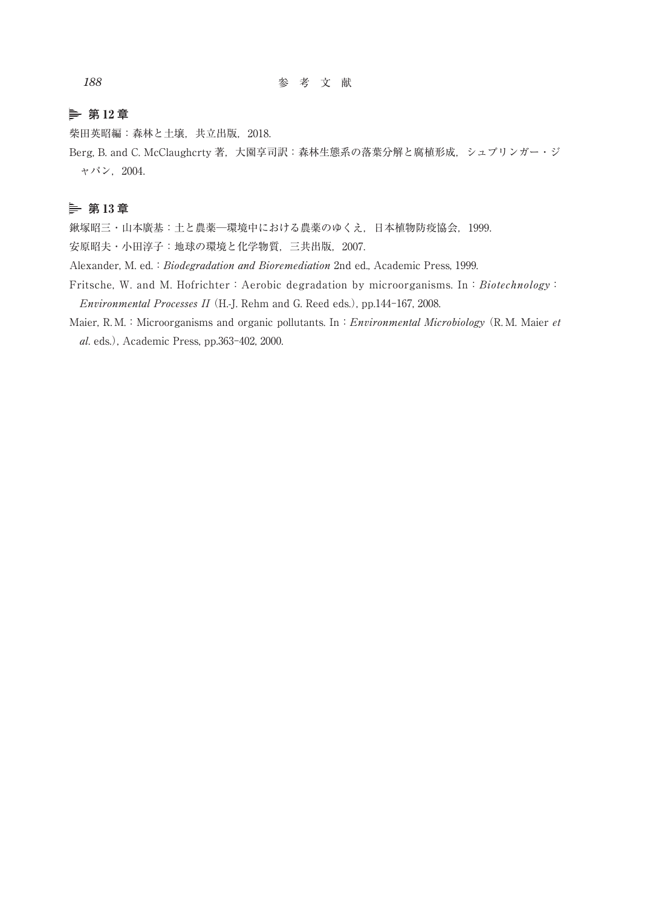## 第 12 章

柴田英昭編：森林と土壌，共立出版，2018.

Berg, B. and C. McClaughcrty 著，大園享司訳：森林生態系の落葉分解と腐植形成，シュプリンガー・ジャパン，2004.

## 第 13 章

鍬塚昭三・山本廣基：土と農薬—環境中における農薬のゆくえ，日本植物防疫協会，1999.

安原昭夫・小田淳子：地球の環境と化学物質，三共出版，2007.

Alexander, M. ed.：*Biodegradation and Bioremediation* 2nd ed., Academic Press, 1999.

Fritsche, W. and M. Hofrichter：Aerobic degradation by microorganisms. In：*Biotechnology*：*Environmental Processes II*（H.-J. Rehm and G. Reed eds.）, pp.144-167, 2008.

Maier, R. M.：Microorganisms and organic pollutants. In：*Environmental Microbiology*（R. M. Maier *et al.* eds.）, Academic Press, pp.363-402, 2000.